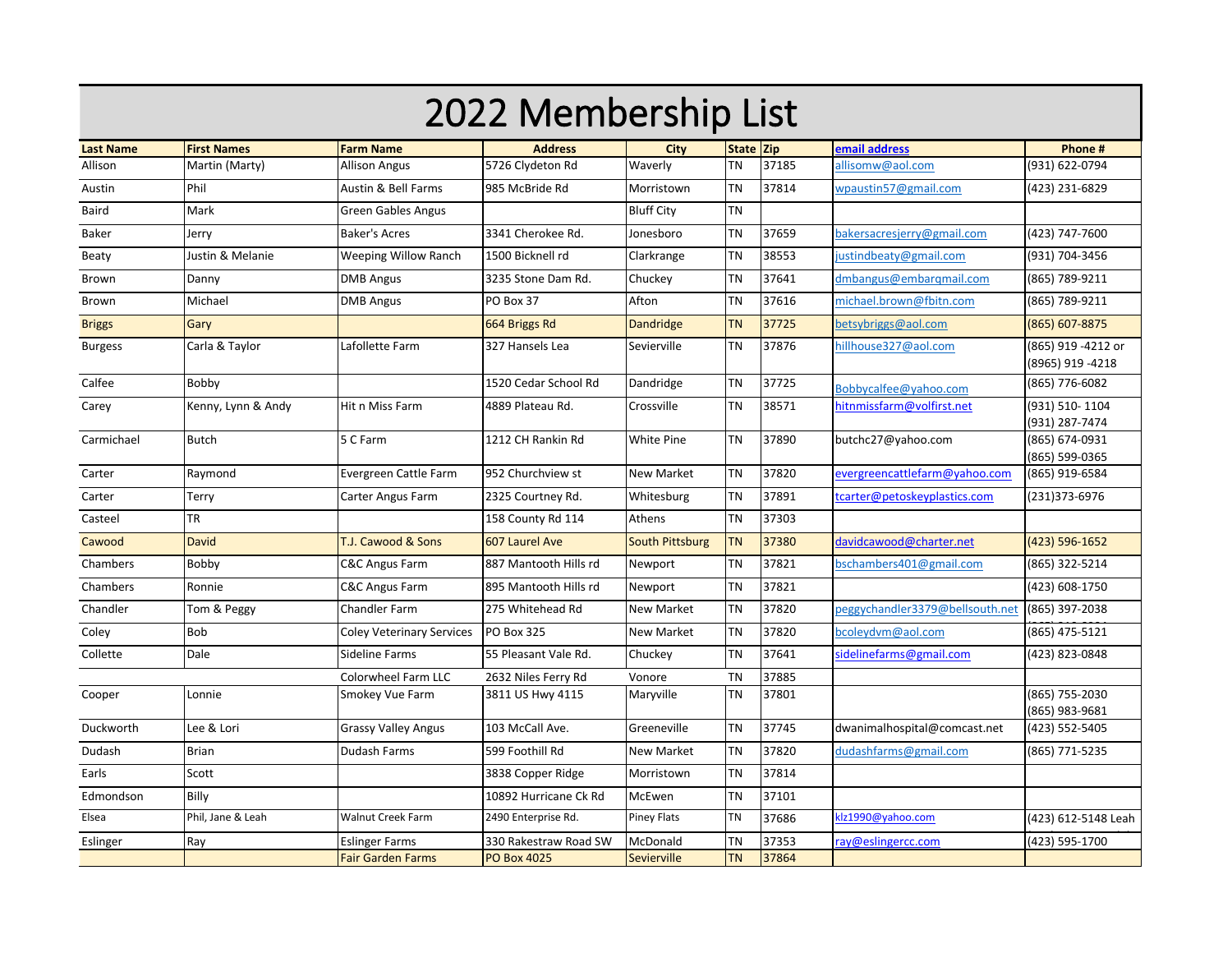# 2022 Membership List

| Last Name | First Names | Farm Name | Address | City | State | Zip | email address | Phone # |
|---|---|---|---|---|---|---|---|---|
| Allison | Martin (Marty) | Allison Angus | 5726 Clydeton Rd | Waverly | TN | 37185 | allisomw@aol.com | (931) 622-0794 |
| Austin | Phil | Austin & Bell Farms | 985 McBride Rd | Morristown | TN | 37814 | wpaustin57@gmail.com | (423) 231-6829 |
| Baird | Mark | Green Gables Angus | | Bluff City | TN | | | |
| Baker | Jerry | Baker's Acres | 3341 Cherokee Rd. | Jonesboro | TN | 37659 | bakersacresjerry@gmail.com | (423) 747-7600 |
| Beaty | Justin & Melanie | Weeping Willow Ranch | 1500 Bicknell rd | Clarkrange | TN | 38553 | justindbeaty@gmail.com | (931) 704-3456 |
| Brown | Danny | DMB Angus | 3235 Stone Dam Rd. | Chuckey | TN | 37641 | dmbangus@embarqmail.com | (865) 789-9211 |
| Brown | Michael | DMB Angus | PO Box 37 | Afton | TN | 37616 | michael.brown@fbitn.com | (865) 789-9211 |
| Briggs | Gary | | 664 Briggs Rd | Dandridge | TN | 37725 | betsybriggs@aol.com | (865) 607-8875 |
| Burgess | Carla & Taylor | Lafollette Farm | 327 Hansels Lea | Sevierville | TN | 37876 | hillhouse327@aol.com | (865) 919 -4212 or (8965) 919 -4218 |
| Calfee | Bobby | | 1520 Cedar School Rd | Dandridge | TN | 37725 | Bobbycalfee@yahoo.com | (865) 776-6082 |
| Carey | Kenny, Lynn & Andy | Hit n Miss Farm | 4889 Plateau Rd. | Crossville | TN | 38571 | hitnmissfarm@volfirst.net | (931) 510- 1104 (931) 287-7474 |
| Carmichael | Butch | 5 C Farm | 1212 CH Rankin Rd | White Pine | TN | 37890 | butchc27@yahoo.com | (865) 674-0931 (865) 599-0365 |
| Carter | Raymond | Evergreen Cattle Farm | 952 Churchview st | New Market | TN | 37820 | evergreencattlefarm@yahoo.com | (865) 919-6584 |
| Carter | Terry | Carter Angus Farm | 2325 Courtney Rd. | Whitesburg | TN | 37891 | tcarter@petoskeyplastics.com | (231)373-6976 |
| Casteel | TR | | 158 County Rd 114 | Athens | TN | 37303 | | |
| Cawood | David | T.J. Cawood & Sons | 607 Laurel Ave | South Pittsburg | TN | 37380 | davidcawood@charter.net | (423) 596-1652 |
| Chambers | Bobby | C&C Angus Farm | 887 Mantooth Hills rd | Newport | TN | 37821 | bschambers401@gmail.com | (865) 322-5214 |
| Chambers | Ronnie | C&C Angus Farm | 895 Mantooth Hills rd | Newport | TN | 37821 | | (423) 608-1750 |
| Chandler | Tom & Peggy | Chandler Farm | 275 Whitehead Rd | New Market | TN | 37820 | peggychandler3379@bellsouth.net | (865) 397-2038 |
| Coley | Bob | Coley Veterinary Services | PO Box 325 | New Market | TN | 37820 | bcoleydvm@aol.com | (865) 475-5121 |
| Collette | Dale | Sideline Farms | 55 Pleasant Vale Rd. | Chuckey | TN | 37641 | sidelinefarms@gmail.com | (423) 823-0848 |
| | | Colorwheel Farm LLC | 2632 Niles Ferry Rd | Vonore | TN | 37885 | | |
| Cooper | Lonnie | Smokey Vue Farm | 3811 US Hwy 4115 | Maryville | TN | 37801 | | (865) 755-2030 (865) 983-9681 |
| Duckworth | Lee & Lori | Grassy Valley Angus | 103 McCall Ave. | Greeneville | TN | 37745 | dwanimalhospital@comcast.net | (423) 552-5405 |
| Dudash | Brian | Dudash Farms | 599 Foothill Rd | New Market | TN | 37820 | dudashfarms@gmail.com | (865) 771-5235 |
| Earls | Scott | | 3838 Copper Ridge | Morristown | TN | 37814 | | |
| Edmondson | Billy | | 10892 Hurricane Ck Rd | McEwen | TN | 37101 | | |
| Elsea | Phil, Jane & Leah | Walnut Creek Farm | 2490 Enterprise Rd. | Piney Flats | TN | 37686 | klz1990@yahoo.com | (423) 612-5148 Leah |
| Eslinger | Ray | Eslinger Farms | 330 Rakestraw Road SW | McDonald | TN | 37353 | ray@eslingercc.com | (423) 595-1700 |
| | | Fair Garden Farms | PO Box 4025 | Sevierville | TN | 37864 | | |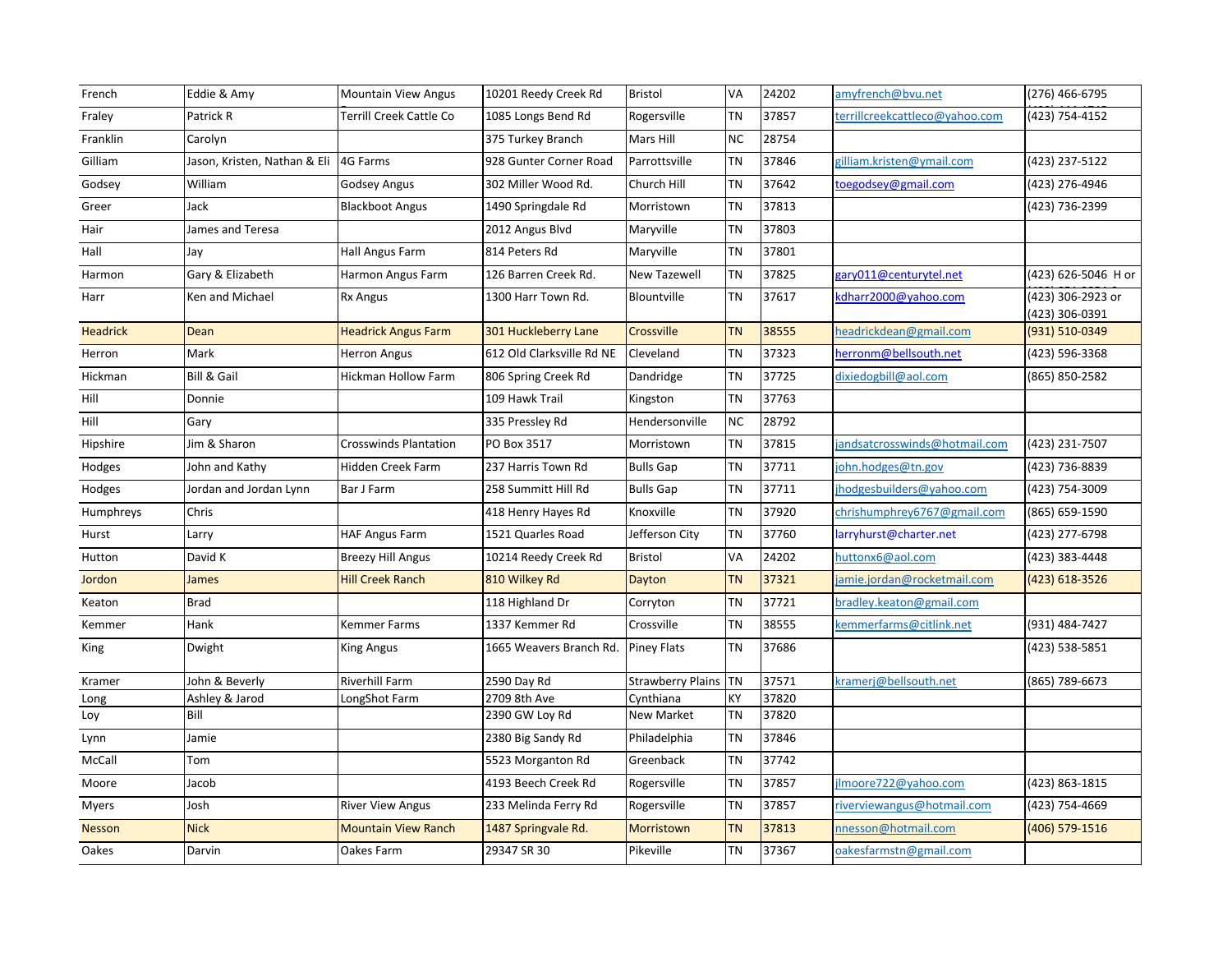| French | Eddie & Amy | Mountain View Angus | 10201 Reedy Creek Rd | Bristol | VA | 24202 | amyfrench@bvu.net | (276) 466-6795 |
|---|---|---|---|---|---|---|---|---|
| Fraley | Patrick R | Terrill Creek Cattle Co | 1085 Longs Bend Rd | Rogersville | TN | 37857 | terrillcreekcattleco@yahoo.com | (423) 754-4152 |
| Franklin | Carolyn | | 375 Turkey Branch | Mars Hill | NC | 28754 | | |
| Gilliam | Jason, Kristen, Nathan & Eli | 4G Farms | 928 Gunter Corner Road | Parrottsville | TN | 37846 | gilliam.kristen@ymail.com | (423) 237-5122 |
| Godsey | William | Godsey Angus | 302 Miller Wood Rd. | Church Hill | TN | 37642 | toegodsey@gmail.com | (423) 276-4946 |
| Greer | Jack | Blackboot Angus | 1490 Springdale Rd | Morristown | TN | 37813 | | (423) 736-2399 |
| Hair | James and Teresa | | 2012 Angus Blvd | Maryville | TN | 37803 | | |
| Hall | Jay | Hall Angus Farm | 814 Peters Rd | Maryville | TN | 37801 | | |
| Harmon | Gary & Elizabeth | Harmon Angus Farm | 126 Barren Creek Rd. | New Tazewell | TN | 37825 | gary011@centurytel.net | (423) 626-5046 H or |
| Harr | Ken and Michael | Rx Angus | 1300 Harr Town Rd. | Blountville | TN | 37617 | kdharr2000@yahoo.com | (423) 306-2923 or (423) 306-0391 |
| Headrick | Dean | Headrick Angus Farm | 301 Huckleberry Lane | Crossville | TN | 38555 | headrickdean@gmail.com | (931) 510-0349 |
| Herron | Mark | Herron Angus | 612 Old Clarksville Rd NE | Cleveland | TN | 37323 | herronm@bellsouth.net | (423) 596-3368 |
| Hickman | Bill & Gail | Hickman Hollow Farm | 806 Spring Creek Rd | Dandridge | TN | 37725 | dixiedogbill@aol.com | (865) 850-2582 |
| Hill | Donnie | | 109 Hawk Trail | Kingston | TN | 37763 | | |
| Hill | Gary | | 335 Pressley Rd | Hendersonville | NC | 28792 | | |
| Hipshire | Jim & Sharon | Crosswinds Plantation | PO Box 3517 | Morristown | TN | 37815 | jandsatcrosswinds@hotmail.com | (423) 231-7507 |
| Hodges | John and Kathy | Hidden Creek Farm | 237 Harris Town Rd | Bulls Gap | TN | 37711 | john.hodges@tn.gov | (423) 736-8839 |
| Hodges | Jordan and Jordan Lynn | Bar J Farm | 258 Summitt Hill Rd | Bulls Gap | TN | 37711 | jhodgesbuilders@yahoo.com | (423) 754-3009 |
| Humphreys | Chris | | 418 Henry Hayes Rd | Knoxville | TN | 37920 | chrishumphrey6767@gmail.com | (865) 659-1590 |
| Hurst | Larry | HAF Angus Farm | 1521 Quarles Road | Jefferson City | TN | 37760 | larryhurst@charter.net | (423) 277-6798 |
| Hutton | David K | Breezy Hill Angus | 10214 Reedy Creek Rd | Bristol | VA | 24202 | huttonx6@aol.com | (423) 383-4448 |
| Jordon | James | Hill Creek Ranch | 810 Wilkey Rd | Dayton | TN | 37321 | jamie.jordan@rocketmail.com | (423) 618-3526 |
| Keaton | Brad | | 118 Highland Dr | Corryton | TN | 37721 | bradley.keaton@gmail.com | |
| Kemmer | Hank | Kemmer Farms | 1337 Kemmer Rd | Crossville | TN | 38555 | kemmerfarms@citlink.net | (931) 484-7427 |
| King | Dwight | King Angus | 1665 Weavers Branch Rd. | Piney Flats | TN | 37686 | | (423) 538-5851 |
| Kramer | John & Beverly | Riverhill Farm | 2590 Day Rd | Strawberry Plains | TN | 37571 | kramerj@bellsouth.net | (865) 789-6673 |
| Long | Ashley & Jarod | LongShot Farm | 2709 8th Ave | Cynthiana | KY | 37820 | | |
| Loy | Bill | | 2390 GW Loy Rd | New Market | TN | 37820 | | |
| Lynn | Jamie | | 2380 Big Sandy Rd | Philadelphia | TN | 37846 | | |
| McCall | Tom | | 5523 Morganton Rd | Greenback | TN | 37742 | | |
| Moore | Jacob | | 4193 Beech Creek Rd | Rogersville | TN | 37857 | jlmoore722@yahoo.com | (423) 863-1815 |
| Myers | Josh | River View Angus | 233 Melinda Ferry Rd | Rogersville | TN | 37857 | riverviewangus@hotmail.com | (423) 754-4669 |
| Nesson | Nick | Mountain View Ranch | 1487 Springvale Rd. | Morristown | TN | 37813 | nnesson@hotmail.com | (406) 579-1516 |
| Oakes | Darvin | Oakes Farm | 29347 SR 30 | Pikeville | TN | 37367 | oakesfarmstn@gmail.com | |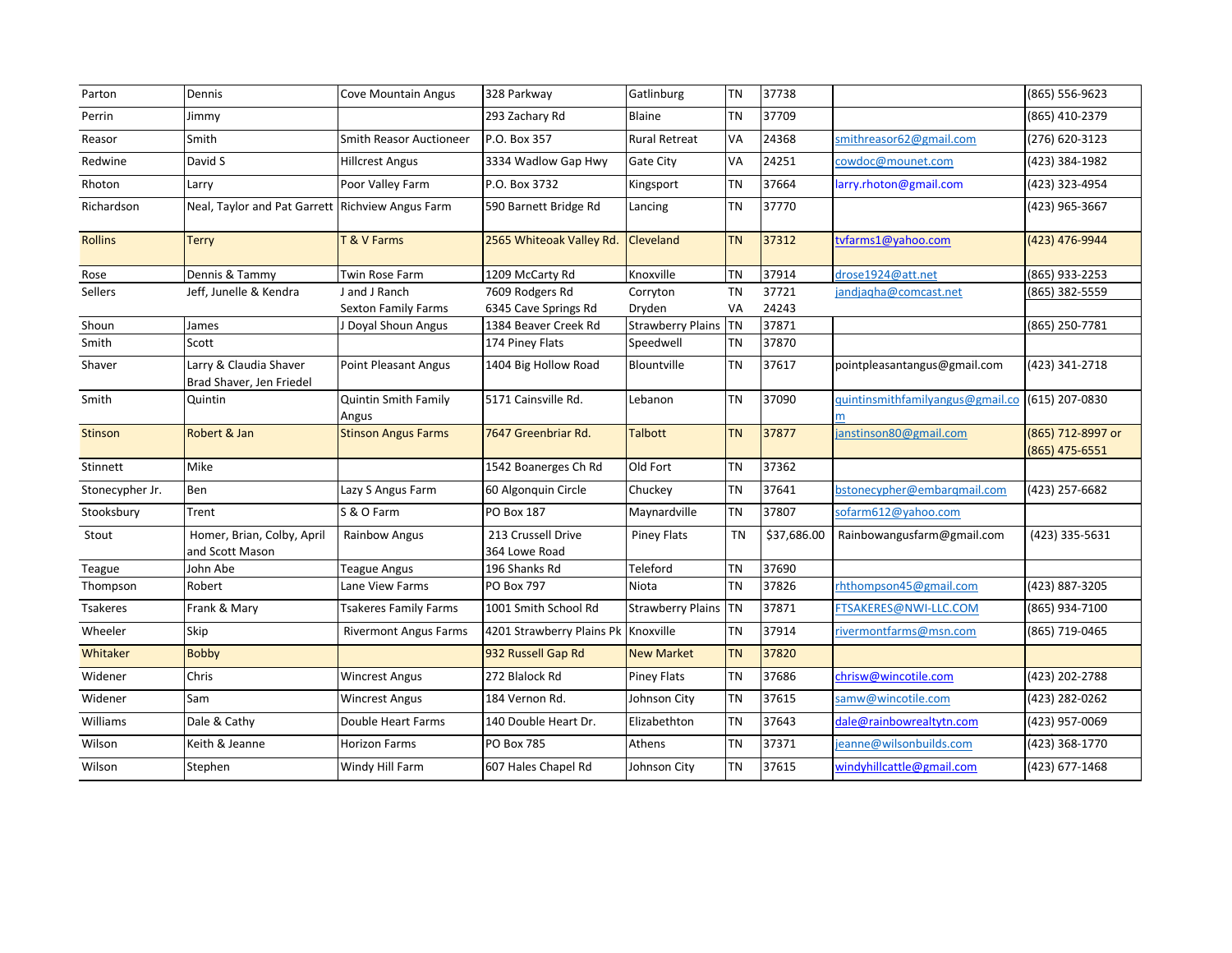| | | | | | | | | |
|---|---|---|---|---|---|---|---|---|
| Parton | Dennis | Cove Mountain Angus | 328 Parkway | Gatlinburg | TN | 37738 | | (865) 556-9623 |
| Perrin | Jimmy | | 293 Zachary Rd | Blaine | TN | 37709 | | (865) 410-2379 |
| Reasor | Smith | Smith Reasor Auctioneer | P.O. Box 357 | Rural Retreat | VA | 24368 | smithreasor62@gmail.com | (276) 620-3123 |
| Redwine | David S | Hillcrest Angus | 3334 Wadlow Gap Hwy | Gate City | VA | 24251 | cowdoc@mounet.com | (423) 384-1982 |
| Rhoton | Larry | Poor Valley Farm | P.O. Box 3732 | Kingsport | TN | 37664 | larry.rhoton@gmail.com | (423) 323-4954 |
| Richardson | Neal, Taylor and Pat Garrett | Richview Angus Farm | 590 Barnett Bridge Rd | Lancing | TN | 37770 | | (423) 965-3667 |
| Rollins | Terry | T & V Farms | 2565 Whiteoak Valley Rd. | Cleveland | TN | 37312 | tvfarms1@yahoo.com | (423) 476-9944 |
| Rose | Dennis & Tammy | Twin Rose Farm | 1209 McCarty Rd | Knoxville | TN | 37914 | drose1924@att.net | (865) 933-2253 |
| Sellers | Jeff, Junelle & Kendra | J and J Ranch | 7609 Rodgers Rd | Corryton | TN | 37721 | jandjaqha@comcast.net | (865) 382-5559 |
| | | Sexton Family Farms | 6345 Cave Springs Rd | Dryden | VA | 24243 | | |
| Shoun | James | J Doyal Shoun Angus | 1384 Beaver Creek Rd | Strawberry Plains | TN | 37871 | | (865) 250-7781 |
| Smith | Scott | | 174 Piney Flats | Speedwell | TN | 37870 | | |
| Shaver | Larry & Claudia Shaver Brad Shaver, Jen Friedel | Point Pleasant Angus | 1404 Big Hollow Road | Blountville | TN | 37617 | pointpleasantangus@gmail.com | (423) 341-2718 |
| Smith | Quintin | Quintin Smith Family Angus | 5171 Cainsville Rd. | Lebanon | TN | 37090 | quintinsmithfamilyangus@gmail.com | (615) 207-0830 |
| Stinson | Robert & Jan | Stinson Angus Farms | 7647 Greenbriar Rd. | Talbott | TN | 37877 | janstinson80@gmail.com | (865) 712-8997 or (865) 475-6551 |
| Stinnett | Mike | | 1542 Boanerges Ch Rd | Old Fort | TN | 37362 | | |
| Stonecypher Jr. | Ben | Lazy S Angus Farm | 60 Algonquin Circle | Chuckey | TN | 37641 | bstonecypher@embarqmail.com | (423) 257-6682 |
| Stooksbury | Trent | S & O Farm | PO Box 187 | Maynardville | TN | 37807 | sofarm612@yahoo.com | |
| Stout | Homer, Brian, Colby, April and Scott Mason | Rainbow Angus | 213 Crussell Drive 364 Lowe Road | Piney Flats | TN | $37,686.00 | Rainbowangusfarm@gmail.com | (423) 335-5631 |
| Teague | John Abe | Teague Angus | 196 Shanks Rd | Teleford | TN | 37690 | | |
| Thompson | Robert | Lane View Farms | PO Box 797 | Niota | TN | 37826 | rhthompson45@gmail.com | (423) 887-3205 |
| Tsakeres | Frank & Mary | Tsakeres Family Farms | 1001 Smith School Rd | Strawberry Plains | TN | 37871 | FTSAKERES@NWI-LLC.COM | (865) 934-7100 |
| Wheeler | Skip | Rivermont Angus Farms | 4201 Strawberry Plains Pk | Knoxville | TN | 37914 | rivermontfarms@msn.com | (865) 719-0465 |
| Whitaker | Bobby | | 932 Russell Gap Rd | New Market | TN | 37820 | | |
| Widener | Chris | Wincrest Angus | 272 Blalock Rd | Piney Flats | TN | 37686 | chrisw@wincotile.com | (423) 202-2788 |
| Widener | Sam | Wincrest Angus | 184 Vernon Rd. | Johnson City | TN | 37615 | samw@wincotile.com | (423) 282-0262 |
| Williams | Dale & Cathy | Double Heart Farms | 140 Double Heart Dr. | Elizabethton | TN | 37643 | dale@rainbowrealtytn.com | (423) 957-0069 |
| Wilson | Keith & Jeanne | Horizon Farms | PO Box 785 | Athens | TN | 37371 | jeanne@wilsonbuilds.com | (423) 368-1770 |
| Wilson | Stephen | Windy Hill Farm | 607 Hales Chapel Rd | Johnson City | TN | 37615 | windyhillcattle@gmail.com | (423) 677-1468 |